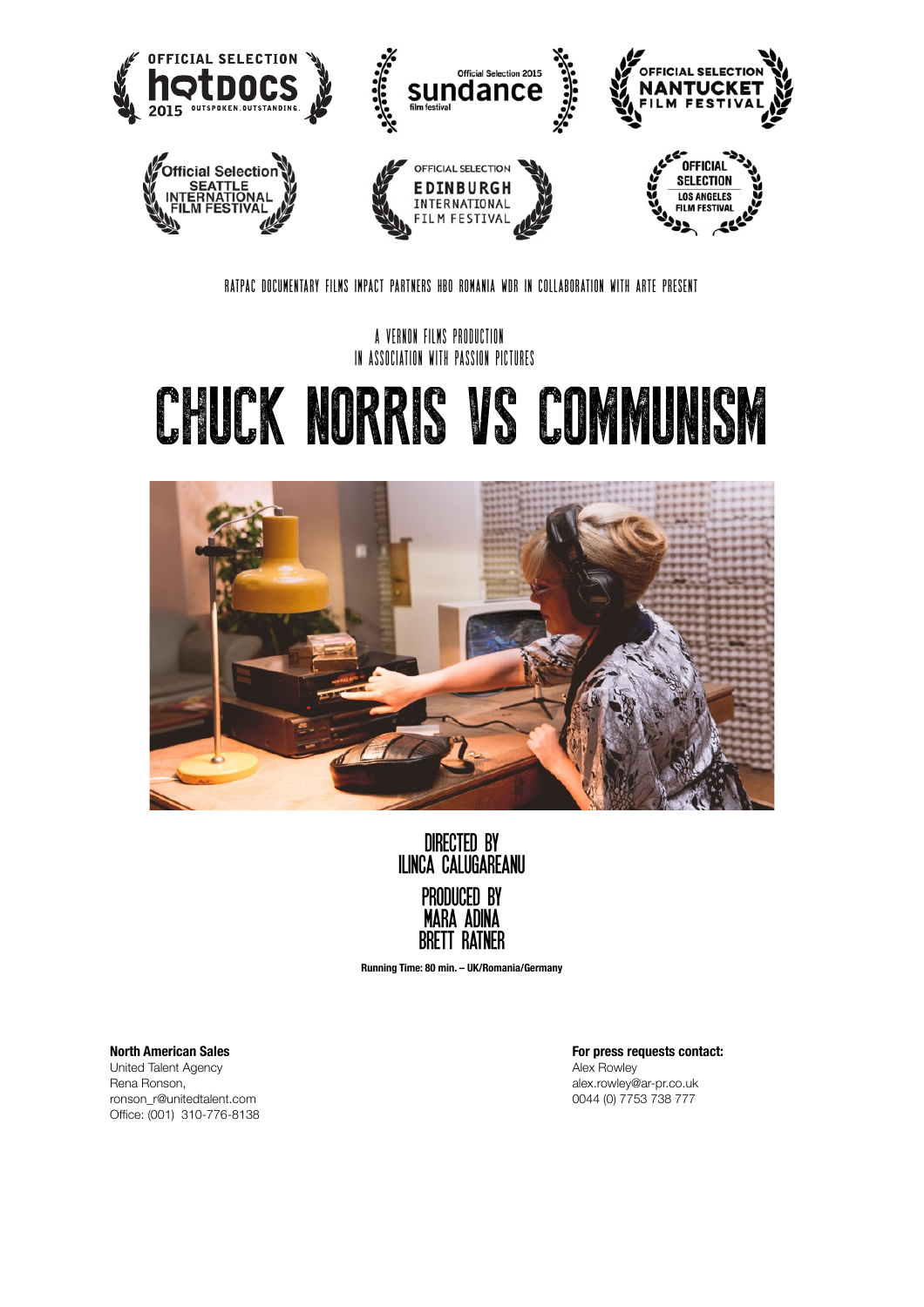OFFICIAL SELECTION HOTDOCS 2015 OUTSPOKEN. OUTSTANDING.

Official Selection 2015 sundance film festival

OFFICIAL SELECTION NANTUCKET FILM FESTIVAL

Official Selection SEATTLE INTERNATIONAL FILM FESTIVAL

OFFICIAL SELECTION EDINBURGH INTERNATIONAL FILM FESTIVAL

OFFICIAL SELECTION LOS ANGELES FILM FESTIVAL

RATPAC DOCUMENTARY FILMS IMPACT PARTNERS HBO ROMANIA WDR IN COLLABORATION WITH ARTE PRESENT

A VERNON FILMS PRODUCTION
IN ASSOCIATION WITH PASSION PICTURES

# CHUCK NORRIS VS COMMUNISM

DIRECTED BY
ILINCA CALUGAREANU

PRODUCED BY
MARA ADINA
BRETT RATNER

**Running Time: 80 min. – UK/Romania/Germany**

**North American Sales**
United Talent Agency
Rena Ronson,
ronson_r@unitedtalent.com
Office: (001) 310-776-8138

**For press requests contact:**
Alex Rowley
alex.rowley@ar-pr.co.uk
0044 (0) 7753 738 777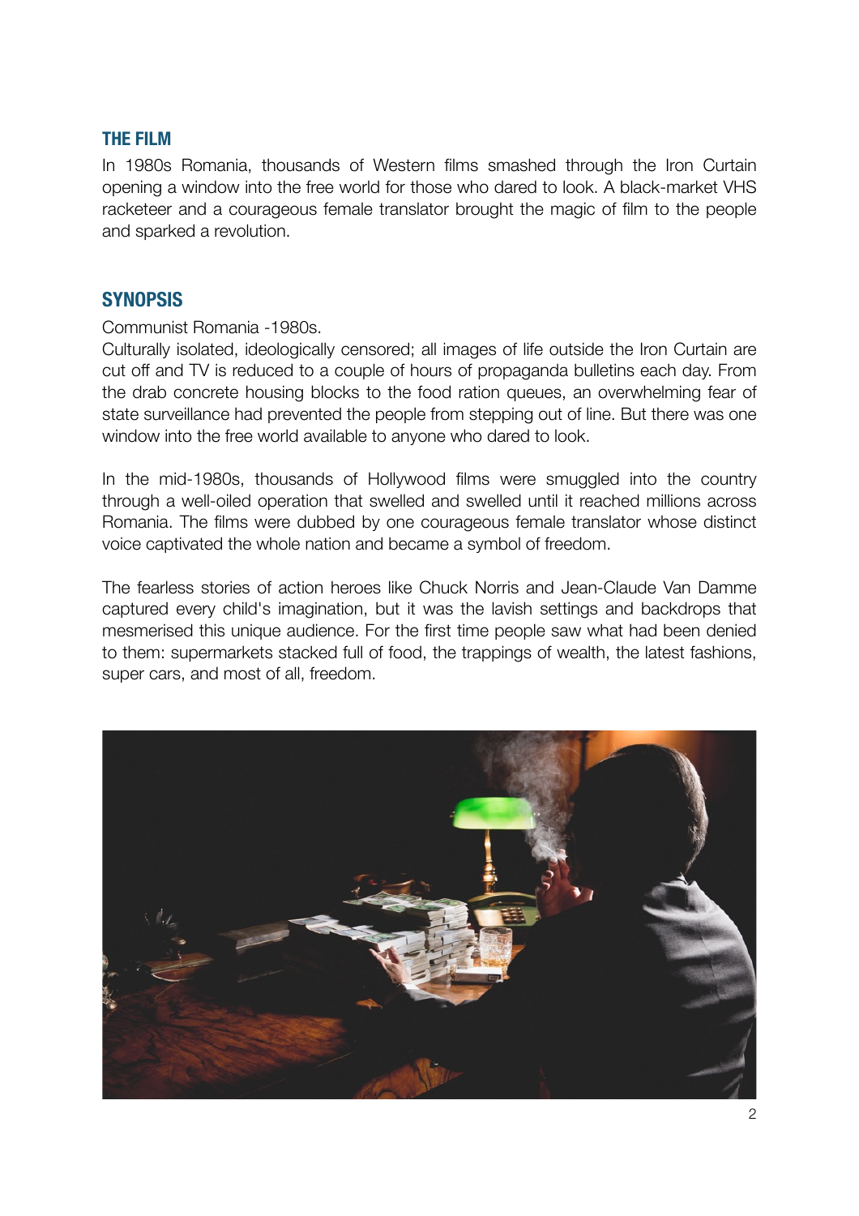## THE FILM

In 1980s Romania, thousands of Western films smashed through the Iron Curtain opening a window into the free world for those who dared to look. A black-market VHS racketeer and a courageous female translator brought the magic of film to the people and sparked a revolution.

## SYNOPSIS

Communist Romania -1980s.
Culturally isolated, ideologically censored; all images of life outside the Iron Curtain are cut off and TV is reduced to a couple of hours of propaganda bulletins each day. From the drab concrete housing blocks to the food ration queues, an overwhelming fear of state surveillance had prevented the people from stepping out of line. But there was one window into the free world available to anyone who dared to look.

In the mid-1980s, thousands of Hollywood films were smuggled into the country through a well-oiled operation that swelled and swelled until it reached millions across Romania. The films were dubbed by one courageous female translator whose distinct voice captivated the whole nation and became a symbol of freedom.

The fearless stories of action heroes like Chuck Norris and Jean-Claude Van Damme captured every child's imagination, but it was the lavish settings and backdrops that mesmerised this unique audience. For the first time people saw what had been denied to them: supermarkets stacked full of food, the trappings of wealth, the latest fashions, super cars, and most of all, freedom.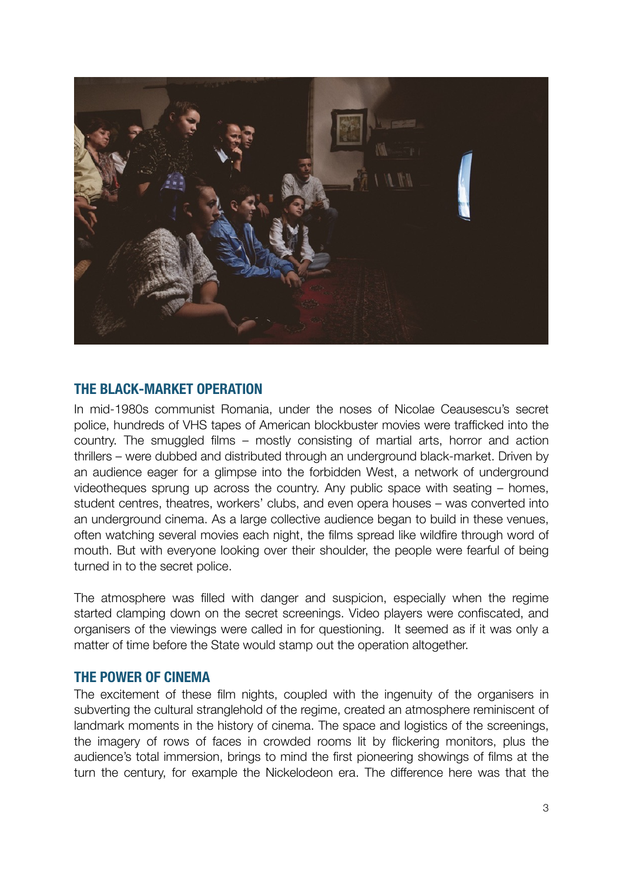## THE BLACK-MARKET OPERATION

In mid-1980s communist Romania, under the noses of Nicolae Ceausescu's secret police, hundreds of VHS tapes of American blockbuster movies were trafficked into the country. The smuggled films – mostly consisting of martial arts, horror and action thrillers – were dubbed and distributed through an underground black-market. Driven by an audience eager for a glimpse into the forbidden West, a network of underground videotheques sprung up across the country. Any public space with seating – homes, student centres, theatres, workers' clubs, and even opera houses – was converted into an underground cinema. As a large collective audience began to build in these venues, often watching several movies each night, the films spread like wildfire through word of mouth. But with everyone looking over their shoulder, the people were fearful of being turned in to the secret police.

The atmosphere was filled with danger and suspicion, especially when the regime started clamping down on the secret screenings. Video players were confiscated, and organisers of the viewings were called in for questioning. It seemed as if it was only a matter of time before the State would stamp out the operation altogether.

## THE POWER OF CINEMA

The excitement of these film nights, coupled with the ingenuity of the organisers in subverting the cultural stranglehold of the regime, created an atmosphere reminiscent of landmark moments in the history of cinema. The space and logistics of the screenings, the imagery of rows of faces in crowded rooms lit by flickering monitors, plus the audience's total immersion, brings to mind the first pioneering showings of films at the turn the century, for example the Nickelodeon era. The difference here was that the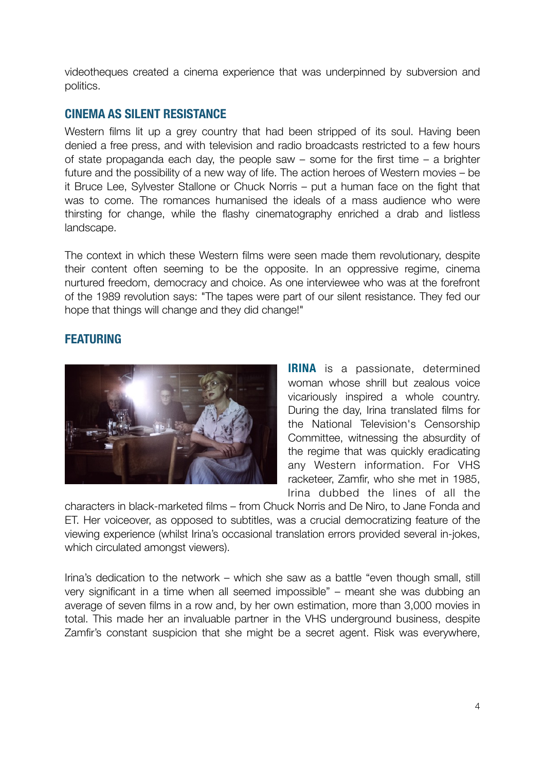videotheques created a cinema experience that was underpinned by subversion and politics.

## CINEMA AS SILENT RESISTANCE

Western films lit up a grey country that had been stripped of its soul. Having been denied a free press, and with television and radio broadcasts restricted to a few hours of state propaganda each day, the people saw – some for the first time – a brighter future and the possibility of a new way of life. The action heroes of Western movies – be it Bruce Lee, Sylvester Stallone or Chuck Norris – put a human face on the fight that was to come. The romances humanised the ideals of a mass audience who were thirsting for change, while the flashy cinematography enriched a drab and listless landscape.

The context in which these Western films were seen made them revolutionary, despite their content often seeming to be the opposite. In an oppressive regime, cinema nurtured freedom, democracy and choice. As one interviewee who was at the forefront of the 1989 revolution says: "The tapes were part of our silent resistance. They fed our hope that things will change and they did change!"

## FEATURING

**IRINA** is a passionate, determined woman whose shrill but zealous voice vicariously inspired a whole country. During the day, Irina translated films for the National Television's Censorship Committee, witnessing the absurdity of the regime that was quickly eradicating any Western information. For VHS racketeer, Zamfir, who she met in 1985, Irina dubbed the lines of all the characters in black-marketed films – from Chuck Norris and De Niro, to Jane Fonda and ET. Her voiceover, as opposed to subtitles, was a crucial democratizing feature of the viewing experience (whilst Irina's occasional translation errors provided several in-jokes, which circulated amongst viewers).

Irina's dedication to the network – which she saw as a battle "even though small, still very significant in a time when all seemed impossible" – meant she was dubbing an average of seven films in a row and, by her own estimation, more than 3,000 movies in total. This made her an invaluable partner in the VHS underground business, despite Zamfir's constant suspicion that she might be a secret agent. Risk was everywhere,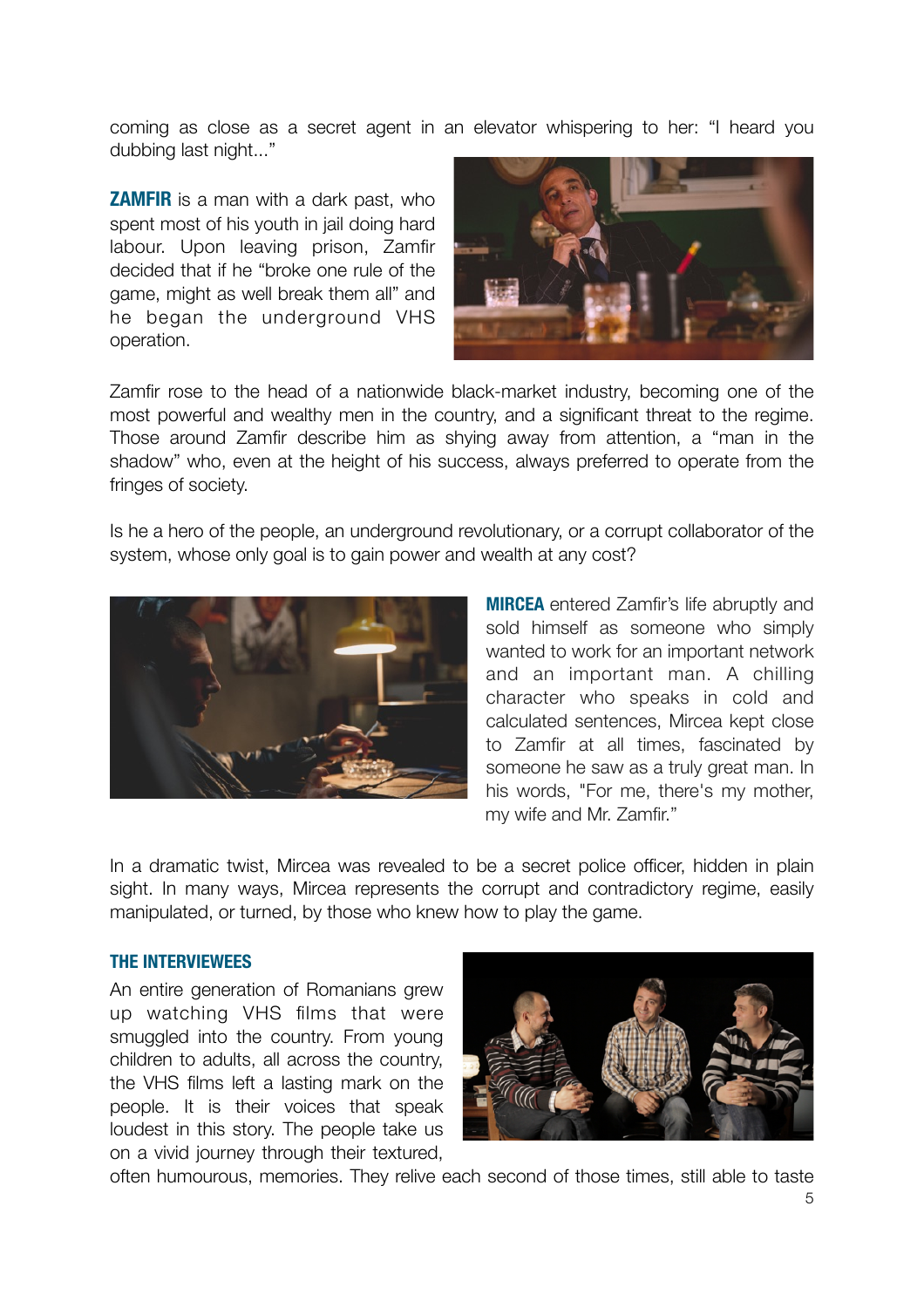coming as close as a secret agent in an elevator whispering to her: "I heard you dubbing last night..."

**ZAMFIR** is a man with a dark past, who spent most of his youth in jail doing hard labour. Upon leaving prison, Zamfir decided that if he "broke one rule of the game, might as well break them all" and he began the underground VHS operation.

Zamfir rose to the head of a nationwide black-market industry, becoming one of the most powerful and wealthy men in the country, and a significant threat to the regime. Those around Zamfir describe him as shying away from attention, a "man in the shadow" who, even at the height of his success, always preferred to operate from the fringes of society.

Is he a hero of the people, an underground revolutionary, or a corrupt collaborator of the system, whose only goal is to gain power and wealth at any cost?

**MIRCEA** entered Zamfir's life abruptly and sold himself as someone who simply wanted to work for an important network and an important man. A chilling character who speaks in cold and calculated sentences, Mircea kept close to Zamfir at all times, fascinated by someone he saw as a truly great man. In his words, "For me, there's my mother, my wife and Mr. Zamfir."

In a dramatic twist, Mircea was revealed to be a secret police officer, hidden in plain sight. In many ways, Mircea represents the corrupt and contradictory regime, easily manipulated, or turned, by those who knew how to play the game.

### THE INTERVIEWEES

An entire generation of Romanians grew up watching VHS films that were smuggled into the country. From young children to adults, all across the country, the VHS films left a lasting mark on the people. It is their voices that speak loudest in this story. The people take us on a vivid journey through their textured, often humourous, memories. They relive each second of those times, still able to taste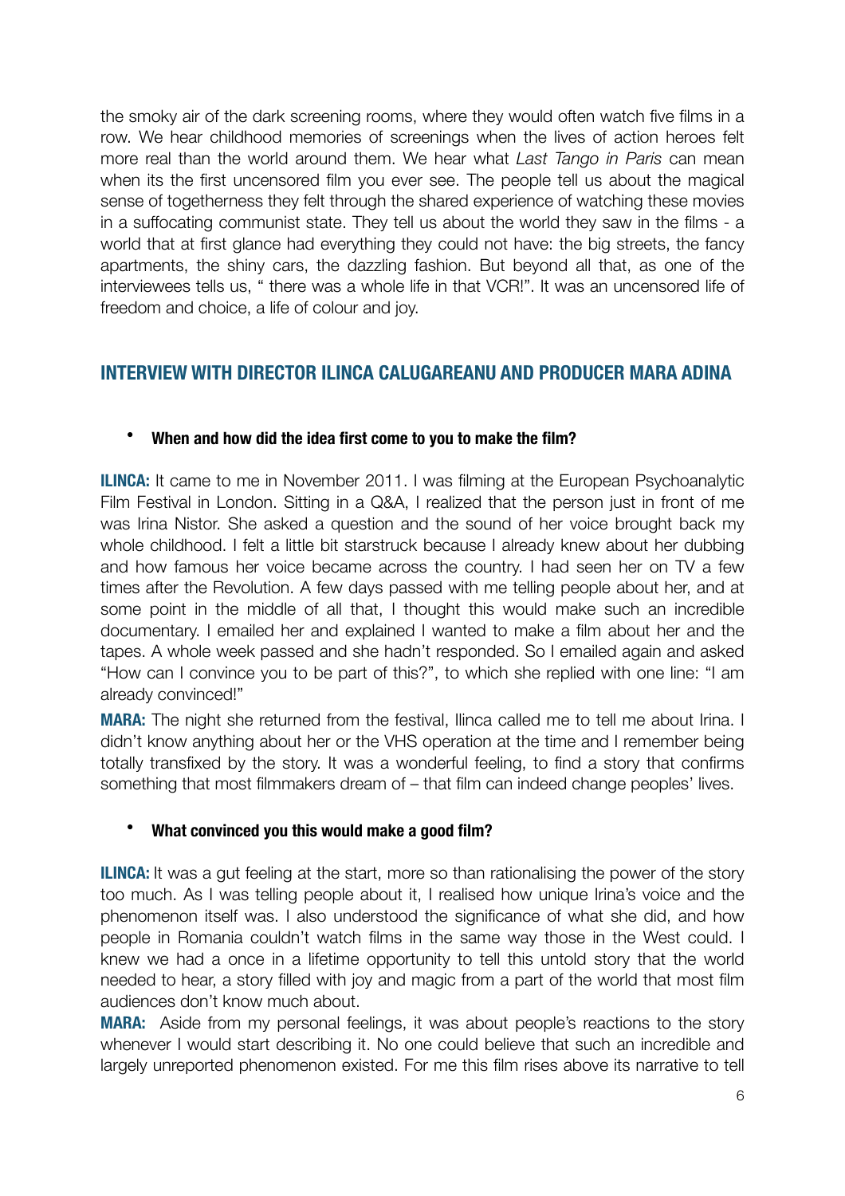the smoky air of the dark screening rooms, where they would often watch five films in a row. We hear childhood memories of screenings when the lives of action heroes felt more real than the world around them. We hear what *Last Tango in Paris* can mean when its the first uncensored film you ever see. The people tell us about the magical sense of togetherness they felt through the shared experience of watching these movies in a suffocating communist state. They tell us about the world they saw in the films - a world that at first glance had everything they could not have: the big streets, the fancy apartments, the shiny cars, the dazzling fashion. But beyond all that, as one of the interviewees tells us, " there was a whole life in that VCR!". It was an uncensored life of freedom and choice, a life of colour and joy.

## INTERVIEW WITH DIRECTOR ILINCA CALUGAREANU AND PRODUCER MARA ADINA

- **When and how did the idea first come to you to make the film?**

**ILINCA:** It came to me in November 2011. I was filming at the European Psychoanalytic Film Festival in London. Sitting in a Q&A, I realized that the person just in front of me was Irina Nistor. She asked a question and the sound of her voice brought back my whole childhood. I felt a little bit starstruck because I already knew about her dubbing and how famous her voice became across the country. I had seen her on TV a few times after the Revolution. A few days passed with me telling people about her, and at some point in the middle of all that, I thought this would make such an incredible documentary. I emailed her and explained I wanted to make a film about her and the tapes. A whole week passed and she hadn't responded. So I emailed again and asked "How can I convince you to be part of this?", to which she replied with one line: "I am already convinced!"

**MARA:** The night she returned from the festival, Ilinca called me to tell me about Irina. I didn't know anything about her or the VHS operation at the time and I remember being totally transfixed by the story. It was a wonderful feeling, to find a story that confirms something that most filmmakers dream of – that film can indeed change peoples' lives.

- **What convinced you this would make a good film?**

**ILINCA:** It was a gut feeling at the start, more so than rationalising the power of the story too much. As I was telling people about it, I realised how unique Irina's voice and the phenomenon itself was. I also understood the significance of what she did, and how people in Romania couldn't watch films in the same way those in the West could. I knew we had a once in a lifetime opportunity to tell this untold story that the world needed to hear, a story filled with joy and magic from a part of the world that most film audiences don't know much about.

**MARA:** Aside from my personal feelings, it was about people's reactions to the story whenever I would start describing it. No one could believe that such an incredible and largely unreported phenomenon existed. For me this film rises above its narrative to tell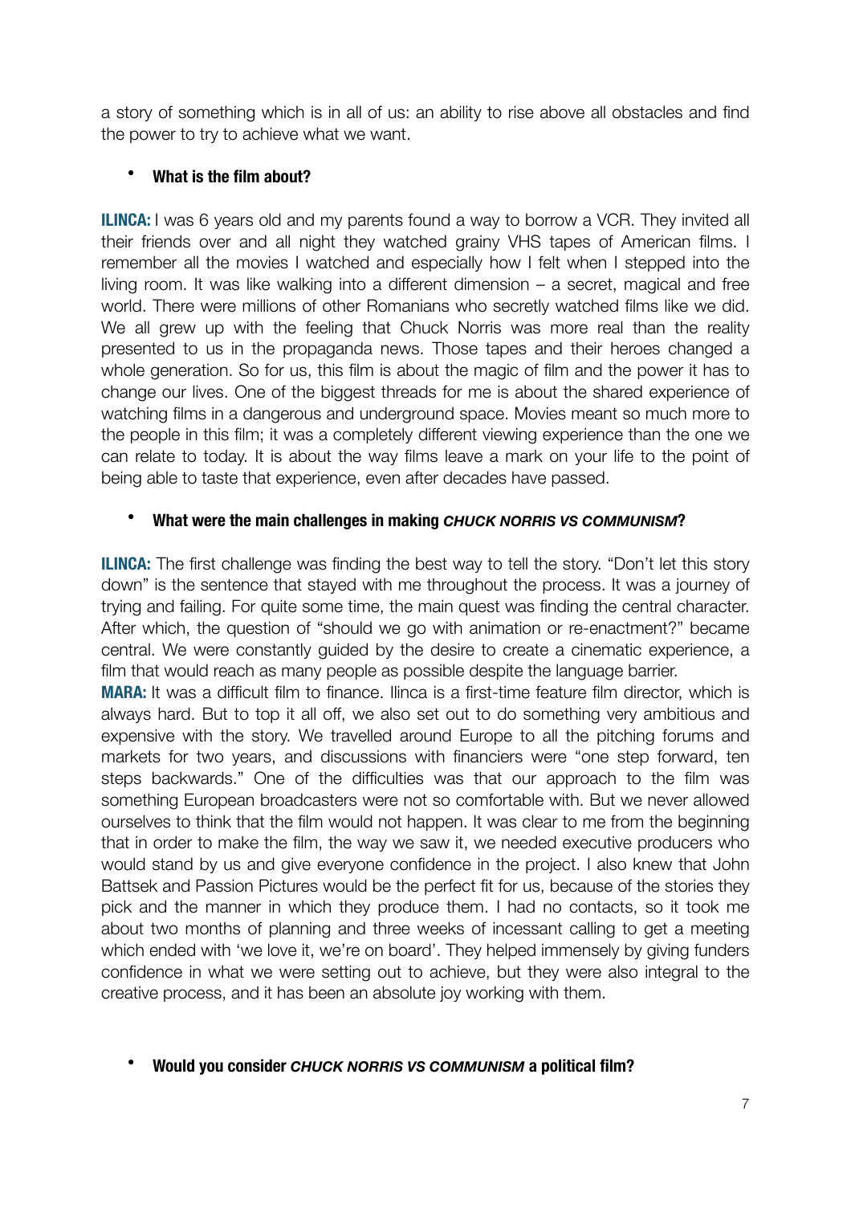a story of something which is in all of us: an ability to rise above all obstacles and find the power to try to achieve what we want.

- **What is the film about?**

**ILINCA:** I was 6 years old and my parents found a way to borrow a VCR. They invited all their friends over and all night they watched grainy VHS tapes of American films. I remember all the movies I watched and especially how I felt when I stepped into the living room. It was like walking into a different dimension – a secret, magical and free world. There were millions of other Romanians who secretly watched films like we did. We all grew up with the feeling that Chuck Norris was more real than the reality presented to us in the propaganda news. Those tapes and their heroes changed a whole generation. So for us, this film is about the magic of film and the power it has to change our lives. One of the biggest threads for me is about the shared experience of watching films in a dangerous and underground space. Movies meant so much more to the people in this film; it was a completely different viewing experience than the one we can relate to today. It is about the way films leave a mark on your life to the point of being able to taste that experience, even after decades have passed.

- **What were the main challenges in making *CHUCK NORRIS VS COMMUNISM*?**

**ILINCA:** The first challenge was finding the best way to tell the story. "Don't let this story down" is the sentence that stayed with me throughout the process. It was a journey of trying and failing. For quite some time, the main quest was finding the central character. After which, the question of "should we go with animation or re-enactment?" became central. We were constantly guided by the desire to create a cinematic experience, a film that would reach as many people as possible despite the language barrier.

**MARA:** It was a difficult film to finance. Ilinca is a first-time feature film director, which is always hard. But to top it all off, we also set out to do something very ambitious and expensive with the story. We travelled around Europe to all the pitching forums and markets for two years, and discussions with financiers were "one step forward, ten steps backwards." One of the difficulties was that our approach to the film was something European broadcasters were not so comfortable with. But we never allowed ourselves to think that the film would not happen. It was clear to me from the beginning that in order to make the film, the way we saw it, we needed executive producers who would stand by us and give everyone confidence in the project. I also knew that John Battsek and Passion Pictures would be the perfect fit for us, because of the stories they pick and the manner in which they produce them. I had no contacts, so it took me about two months of planning and three weeks of incessant calling to get a meeting which ended with 'we love it, we're on board'. They helped immensely by giving funders confidence in what we were setting out to achieve, but they were also integral to the creative process, and it has been an absolute joy working with them.

- **Would you consider *CHUCK NORRIS VS COMMUNISM* a political film?**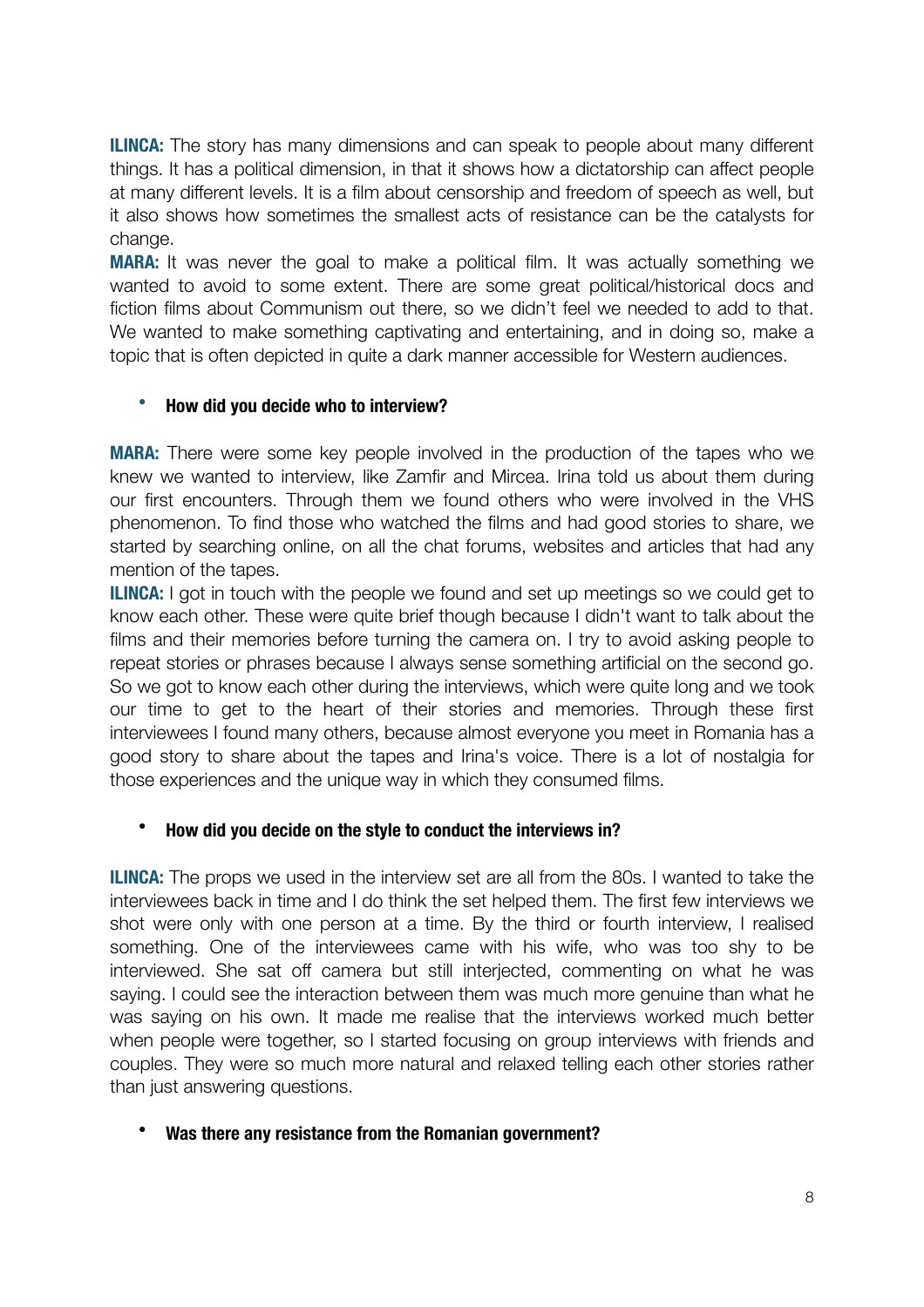**ILINCA:** The story has many dimensions and can speak to people about many different things. It has a political dimension, in that it shows how a dictatorship can affect people at many different levels. It is a film about censorship and freedom of speech as well, but it also shows how sometimes the smallest acts of resistance can be the catalysts for change.

**MARA:** It was never the goal to make a political film. It was actually something we wanted to avoid to some extent. There are some great political/historical docs and fiction films about Communism out there, so we didn't feel we needed to add to that. We wanted to make something captivating and entertaining, and in doing so, make a topic that is often depicted in quite a dark manner accessible for Western audiences.

- **How did you decide who to interview?**

**MARA:** There were some key people involved in the production of the tapes who we knew we wanted to interview, like Zamfir and Mircea. Irina told us about them during our first encounters. Through them we found others who were involved in the VHS phenomenon. To find those who watched the films and had good stories to share, we started by searching online, on all the chat forums, websites and articles that had any mention of the tapes.

**ILINCA:** I got in touch with the people we found and set up meetings so we could get to know each other. These were quite brief though because I didn't want to talk about the films and their memories before turning the camera on. I try to avoid asking people to repeat stories or phrases because I always sense something artificial on the second go. So we got to know each other during the interviews, which were quite long and we took our time to get to the heart of their stories and memories. Through these first interviewees I found many others, because almost everyone you meet in Romania has a good story to share about the tapes and Irina's voice. There is a lot of nostalgia for those experiences and the unique way in which they consumed films.

- **How did you decide on the style to conduct the interviews in?**

**ILINCA:** The props we used in the interview set are all from the 80s. I wanted to take the interviewees back in time and I do think the set helped them. The first few interviews we shot were only with one person at a time. By the third or fourth interview, I realised something. One of the interviewees came with his wife, who was too shy to be interviewed. She sat off camera but still interjected, commenting on what he was saying. I could see the interaction between them was much more genuine than what he was saying on his own. It made me realise that the interviews worked much better when people were together, so I started focusing on group interviews with friends and couples. They were so much more natural and relaxed telling each other stories rather than just answering questions.

- **Was there any resistance from the Romanian government?**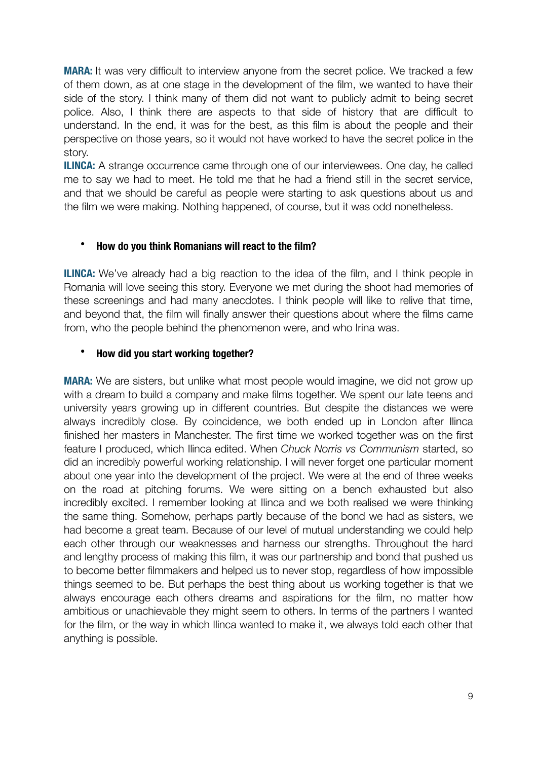**MARA:** It was very difficult to interview anyone from the secret police. We tracked a few of them down, as at one stage in the development of the film, we wanted to have their side of the story. I think many of them did not want to publicly admit to being secret police. Also, I think there are aspects to that side of history that are difficult to understand. In the end, it was for the best, as this film is about the people and their perspective on those years, so it would not have worked to have the secret police in the story.

**ILINCA:** A strange occurrence came through one of our interviewees. One day, he called me to say we had to meet. He told me that he had a friend still in the secret service, and that we should be careful as people were starting to ask questions about us and the film we were making. Nothing happened, of course, but it was odd nonetheless.

- **How do you think Romanians will react to the film?**

**ILINCA:** We've already had a big reaction to the idea of the film, and I think people in Romania will love seeing this story. Everyone we met during the shoot had memories of these screenings and had many anecdotes. I think people will like to relive that time, and beyond that, the film will finally answer their questions about where the films came from, who the people behind the phenomenon were, and who Irina was.

- **How did you start working together?**

**MARA:** We are sisters, but unlike what most people would imagine, we did not grow up with a dream to build a company and make films together. We spent our late teens and university years growing up in different countries. But despite the distances we were always incredibly close. By coincidence, we both ended up in London after Ilinca finished her masters in Manchester. The first time we worked together was on the first feature I produced, which Ilinca edited. When *Chuck Norris vs Communism* started, so did an incredibly powerful working relationship. I will never forget one particular moment about one year into the development of the project. We were at the end of three weeks on the road at pitching forums. We were sitting on a bench exhausted but also incredibly excited. I remember looking at Ilinca and we both realised we were thinking the same thing. Somehow, perhaps partly because of the bond we had as sisters, we had become a great team. Because of our level of mutual understanding we could help each other through our weaknesses and harness our strengths. Throughout the hard and lengthy process of making this film, it was our partnership and bond that pushed us to become better filmmakers and helped us to never stop, regardless of how impossible things seemed to be. But perhaps the best thing about us working together is that we always encourage each others dreams and aspirations for the film, no matter how ambitious or unachievable they might seem to others. In terms of the partners I wanted for the film, or the way in which Ilinca wanted to make it, we always told each other that anything is possible.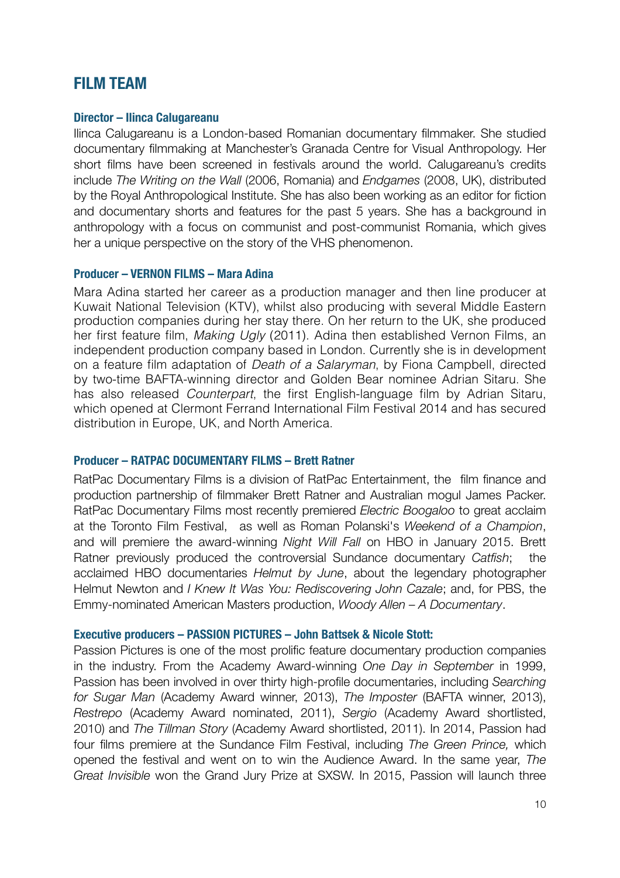# FILM TEAM

### Director – Ilinca Calugareanu

Ilinca Calugareanu is a London-based Romanian documentary filmmaker. She studied documentary filmmaking at Manchester's Granada Centre for Visual Anthropology. Her short films have been screened in festivals around the world. Calugareanu's credits include *The Writing on the Wall* (2006, Romania) and *Endgames* (2008, UK), distributed by the Royal Anthropological Institute. She has also been working as an editor for fiction and documentary shorts and features for the past 5 years. She has a background in anthropology with a focus on communist and post-communist Romania, which gives her a unique perspective on the story of the VHS phenomenon.

### Producer – VERNON FILMS – Mara Adina

Mara Adina started her career as a production manager and then line producer at Kuwait National Television (KTV), whilst also producing with several Middle Eastern production companies during her stay there. On her return to the UK, she produced her first feature film, *Making Ugly* (2011). Adina then established Vernon Films, an independent production company based in London. Currently she is in development on a feature film adaptation of *Death of a Salaryman*, by Fiona Campbell, directed by two-time BAFTA-winning director and Golden Bear nominee Adrian Sitaru. She has also released *Counterpart*, the first English-language film by Adrian Sitaru, which opened at Clermont Ferrand International Film Festival 2014 and has secured distribution in Europe, UK, and North America.

### Producer – RATPAC DOCUMENTARY FILMS – Brett Ratner

RatPac Documentary Films is a division of RatPac Entertainment, the film finance and production partnership of filmmaker Brett Ratner and Australian mogul James Packer. RatPac Documentary Films most recently premiered *Electric Boogaloo* to great acclaim at the Toronto Film Festival, as well as Roman Polanski's *Weekend of a Champion*, and will premiere the award-winning *Night Will Fall* on HBO in January 2015. Brett Ratner previously produced the controversial Sundance documentary *Catfish*; the acclaimed HBO documentaries *Helmut by June*, about the legendary photographer Helmut Newton and *I Knew It Was You: Rediscovering John Cazale*; and, for PBS, the Emmy-nominated American Masters production, *Woody Allen – A Documentary*.

### Executive producers – PASSION PICTURES – John Battsek & Nicole Stott:

Passion Pictures is one of the most prolific feature documentary production companies in the industry. From the Academy Award-winning *One Day in September* in 1999, Passion has been involved in over thirty high-profile documentaries, including *Searching for Sugar Man* (Academy Award winner, 2013), *The Imposter* (BAFTA winner, 2013), *Restrepo* (Academy Award nominated, 2011), *Sergio* (Academy Award shortlisted, 2010) and *The Tillman Story* (Academy Award shortlisted, 2011). In 2014, Passion had four films premiere at the Sundance Film Festival, including *The Green Prince,* which opened the festival and went on to win the Audience Award. In the same year, *The Great Invisible* won the Grand Jury Prize at SXSW. In 2015, Passion will launch three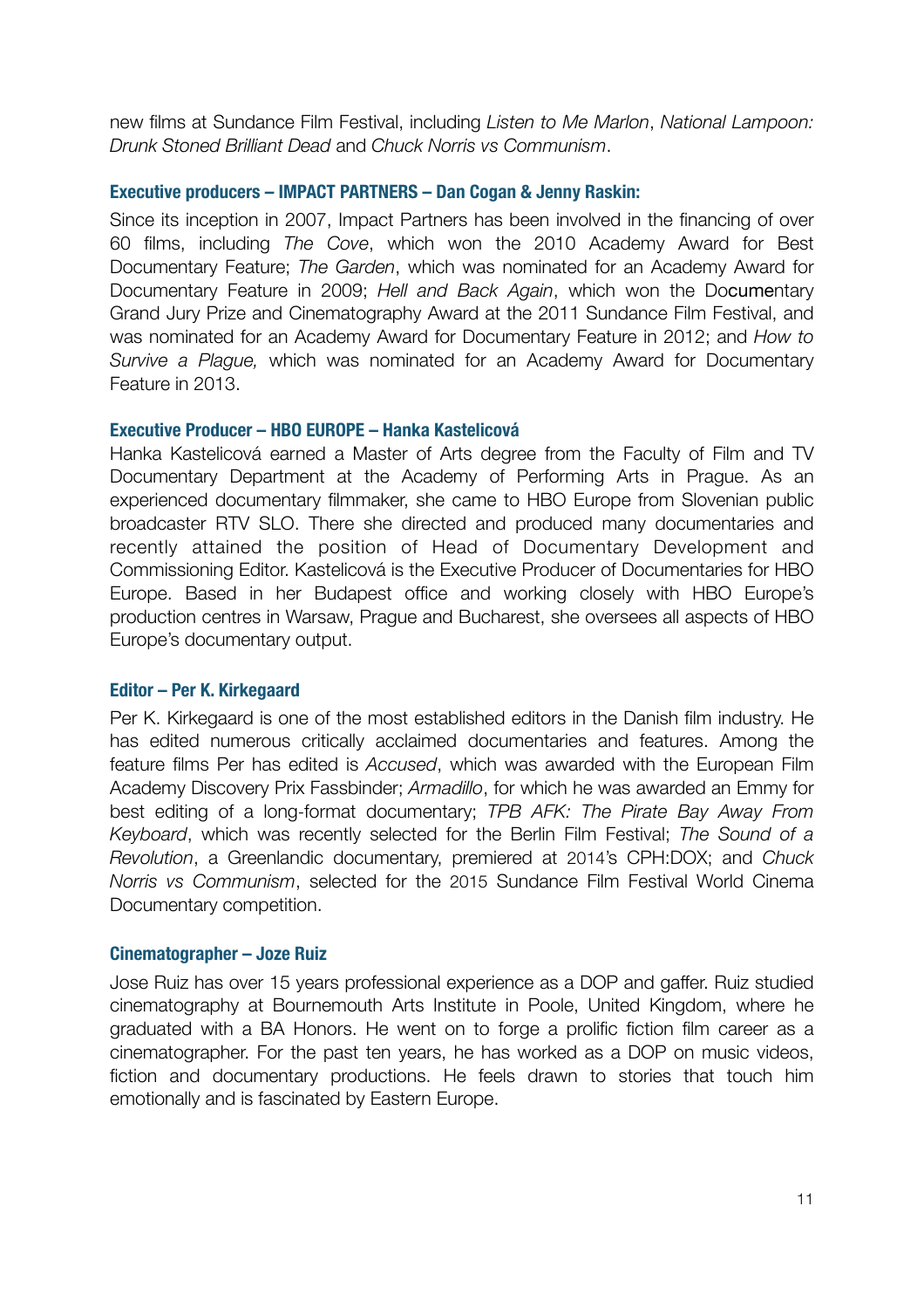new films at Sundance Film Festival, including *Listen to Me Marlon*, *National Lampoon: Drunk Stoned Brilliant Dead* and *Chuck Norris vs Communism*.

**Executive producers – IMPACT PARTNERS – Dan Cogan & Jenny Raskin:**

Since its inception in 2007, Impact Partners has been involved in the financing of over 60 films, including *The Cove*, which won the 2010 Academy Award for Best Documentary Feature; *The Garden*, which was nominated for an Academy Award for Documentary Feature in 2009; *Hell and Back Again*, which won the Documentary Grand Jury Prize and Cinematography Award at the 2011 Sundance Film Festival, and was nominated for an Academy Award for Documentary Feature in 2012; and *How to Survive a Plague,* which was nominated for an Academy Award for Documentary Feature in 2013.

**Executive Producer – HBO EUROPE – Hanka Kastelicová**

Hanka Kastelicová earned a Master of Arts degree from the Faculty of Film and TV Documentary Department at the Academy of Performing Arts in Prague. As an experienced documentary filmmaker, she came to HBO Europe from Slovenian public broadcaster RTV SLO. There she directed and produced many documentaries and recently attained the position of Head of Documentary Development and Commissioning Editor. Kastelicová is the Executive Producer of Documentaries for HBO Europe. Based in her Budapest office and working closely with HBO Europe's production centres in Warsaw, Prague and Bucharest, she oversees all aspects of HBO Europe's documentary output.

**Editor – Per K. Kirkegaard**

Per K. Kirkegaard is one of the most established editors in the Danish film industry. He has edited numerous critically acclaimed documentaries and features. Among the feature films Per has edited is *Accused*, which was awarded with the European Film Academy Discovery Prix Fassbinder; *Armadillo*, for which he was awarded an Emmy for best editing of a long-format documentary; *TPB AFK: The Pirate Bay Away From Keyboard*, which was recently selected for the Berlin Film Festival; *The Sound of a Revolution*, a Greenlandic documentary, premiered at 2014's CPH:DOX; and *Chuck Norris vs Communism*, selected for the 2015 Sundance Film Festival World Cinema Documentary competition.

**Cinematographer – Joze Ruiz**

Jose Ruiz has over 15 years professional experience as a DOP and gaffer. Ruiz studied cinematography at Bournemouth Arts Institute in Poole, United Kingdom, where he graduated with a BA Honors. He went on to forge a prolific fiction film career as a cinematographer. For the past ten years, he has worked as a DOP on music videos, fiction and documentary productions. He feels drawn to stories that touch him emotionally and is fascinated by Eastern Europe.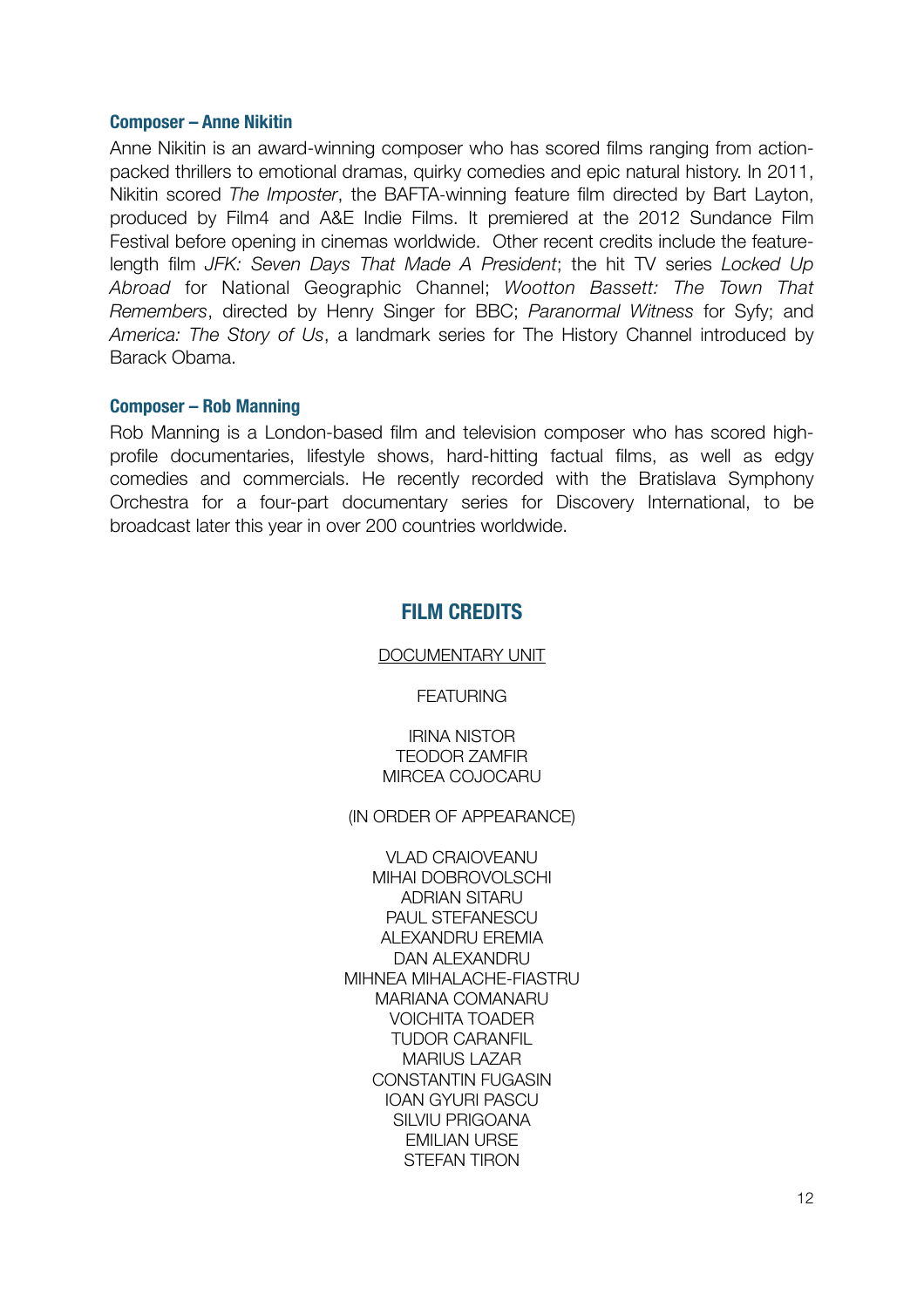### Composer – Anne Nikitin

Anne Nikitin is an award-winning composer who has scored films ranging from action-packed thrillers to emotional dramas, quirky comedies and epic natural history. In 2011, Nikitin scored *The Imposter*, the BAFTA-winning feature film directed by Bart Layton, produced by Film4 and A&E Indie Films. It premiered at the 2012 Sundance Film Festival before opening in cinemas worldwide. Other recent credits include the feature-length film *JFK: Seven Days That Made A President*; the hit TV series *Locked Up Abroad* for National Geographic Channel; *Wootton Bassett: The Town That Remembers*, directed by Henry Singer for BBC; *Paranormal Witness* for Syfy; and *America: The Story of Us*, a landmark series for The History Channel introduced by Barack Obama.

### Composer – Rob Manning

Rob Manning is a London-based film and television composer who has scored high-profile documentaries, lifestyle shows, hard-hitting factual films, as well as edgy comedies and commercials. He recently recorded with the Bratislava Symphony Orchestra for a four-part documentary series for Discovery International, to be broadcast later this year in over 200 countries worldwide.

## FILM CREDITS

DOCUMENTARY UNIT

FEATURING

IRINA NISTOR
TEODOR ZAMFIR
MIRCEA COJOCARU

(IN ORDER OF APPEARANCE)

VLAD CRAIOVEANU
MIHAI DOBROVOLSCHI
ADRIAN SITARU
PAUL STEFANESCU
ALEXANDRU EREMIA
DAN ALEXANDRU
MIHNEA MIHALACHE-FIASTRU
MARIANA COMANARU
VOICHITA TOADER
TUDOR CARANFIL
MARIUS LAZAR
CONSTANTIN FUGASIN
IOAN GYURI PASCU
SILVIU PRIGOANA
EMILIAN URSE
STEFAN TIRON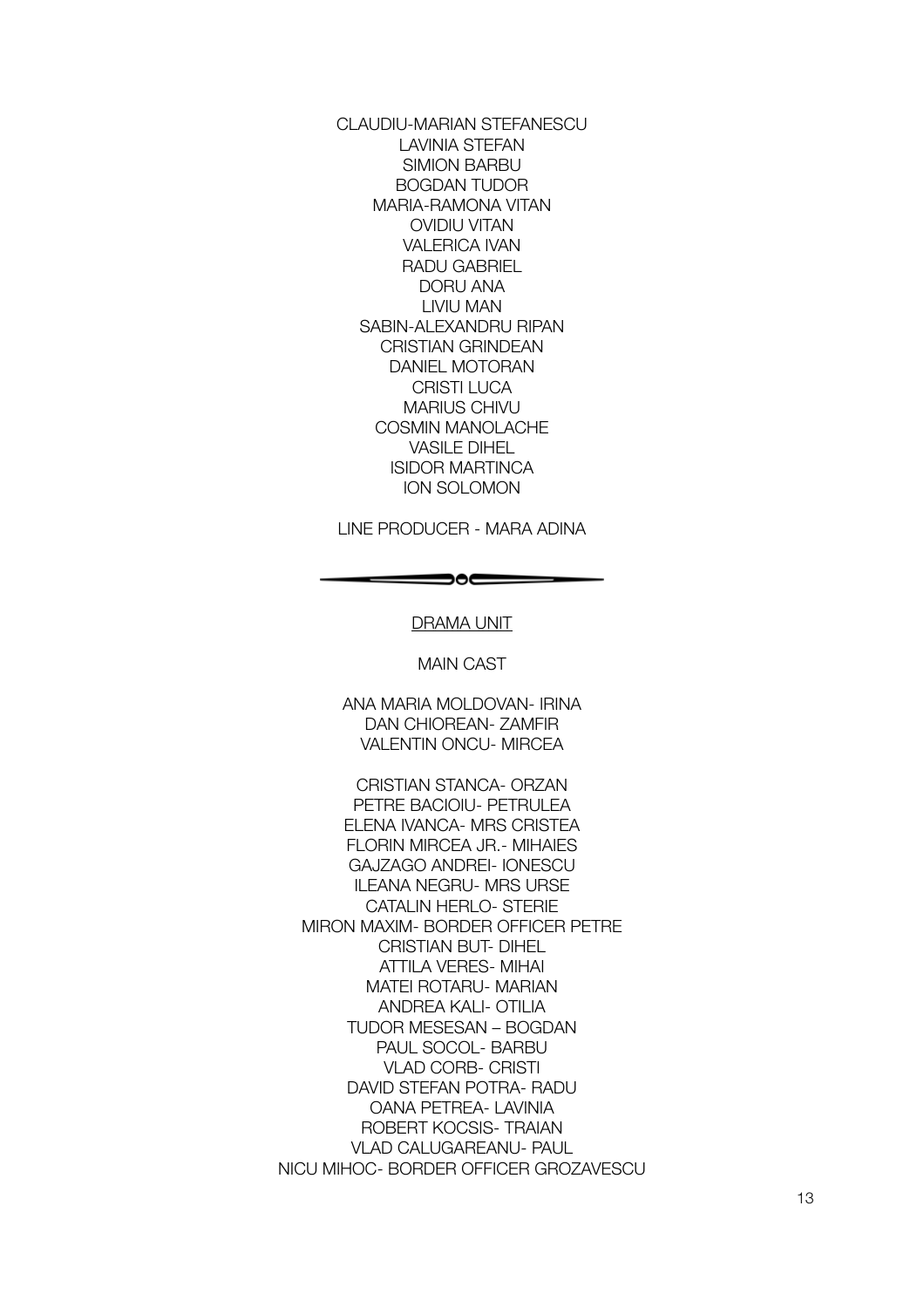CLAUDIU-MARIAN STEFANESCU
LAVINIA STEFAN
SIMION BARBU
BOGDAN TUDOR
MARIA-RAMONA VITAN
OVIDIU VITAN
VALERICA IVAN
RADU GABRIEL
DORU ANA
LIVIU MAN
SABIN-ALEXANDRU RIPAN
CRISTIAN GRINDEAN
DANIEL MOTORAN
CRISTI LUCA
MARIUS CHIVU
COSMIN MANOLACHE
VASILE DIHEL
ISIDOR MARTINCA
ION SOLOMON

LINE PRODUCER - MARA ADINA

---

<u>DRAMA UNIT</u>

MAIN CAST

ANA MARIA MOLDOVAN- IRINA
DAN CHIOREAN- ZAMFIR
VALENTIN ONCU- MIRCEA

CRISTIAN STANCA- ORZAN
PETRE BACIOIU- PETRULEA
ELENA IVANCA- MRS CRISTEA
FLORIN MIRCEA JR.- MIHAIES
GAJZAGO ANDREI- IONESCU
ILEANA NEGRU- MRS URSE
CATALIN HERLO- STERIE
MIRON MAXIM- BORDER OFFICER PETRE
CRISTIAN BUT- DIHEL
ATTILA VERES- MIHAI
MATEI ROTARU- MARIAN
ANDREA KALI- OTILIA
TUDOR MESESAN – BOGDAN
PAUL SOCOL- BARBU
VLAD CORB- CRISTI
DAVID STEFAN POTRA- RADU
OANA PETREA- LAVINIA
ROBERT KOCSIS- TRAIAN
VLAD CALUGAREANU- PAUL
NICU MIHOC- BORDER OFFICER GROZAVESCU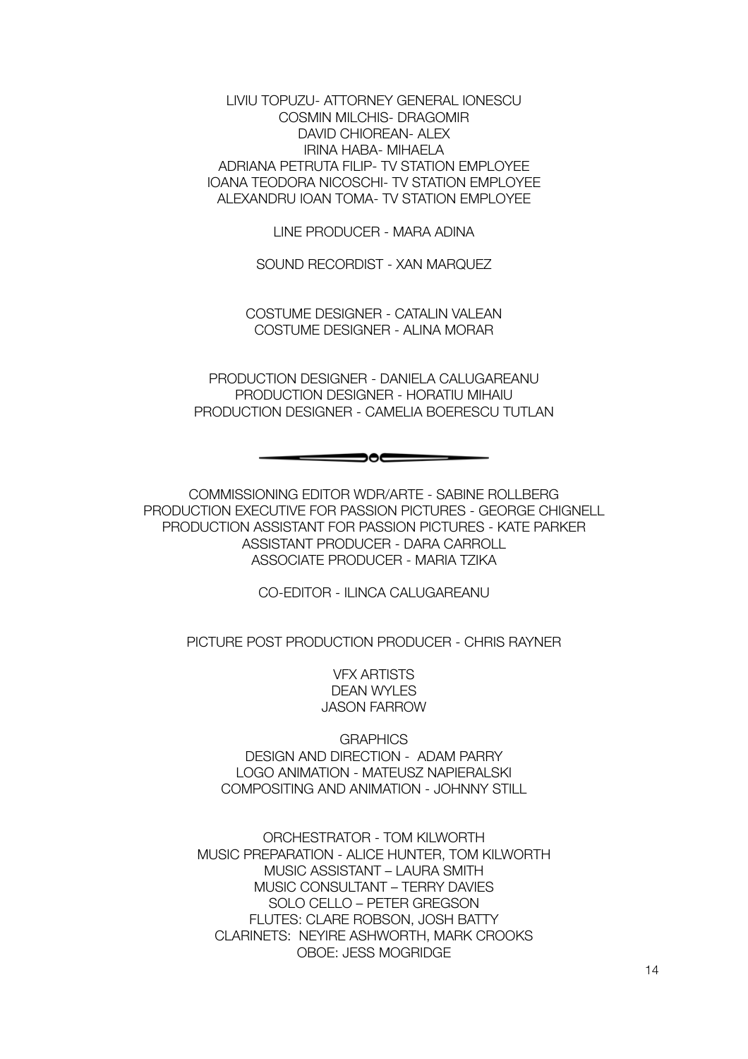LIVIU TOPUZU- ATTORNEY GENERAL IONESCU
COSMIN MILCHIS- DRAGOMIR
DAVID CHIOREAN- ALEX
IRINA HABA- MIHAELA
ADRIANA PETRUTA FILIP- TV STATION EMPLOYEE
IOANA TEODORA NICOSCHI- TV STATION EMPLOYEE
ALEXANDRU IOAN TOMA- TV STATION EMPLOYEE

LINE PRODUCER - MARA ADINA

SOUND RECORDIST - XAN MARQUEZ

COSTUME DESIGNER - CATALIN VALEAN
COSTUME DESIGNER - ALINA MORAR

PRODUCTION DESIGNER - DANIELA CALUGAREANU
PRODUCTION DESIGNER - HORATIU MIHAIU
PRODUCTION DESIGNER - CAMELIA BOERESCU TUTLAN

COMMISSIONING EDITOR WDR/ARTE - SABINE ROLLBERG
PRODUCTION EXECUTIVE FOR PASSION PICTURES - GEORGE CHIGNELL
PRODUCTION ASSISTANT FOR PASSION PICTURES - KATE PARKER
ASSISTANT PRODUCER - DARA CARROLL
ASSOCIATE PRODUCER - MARIA TZIKA

CO-EDITOR - ILINCA CALUGAREANU

PICTURE POST PRODUCTION PRODUCER - CHRIS RAYNER

VFX ARTISTS
DEAN WYLES
JASON FARROW

GRAPHICS
DESIGN AND DIRECTION - ADAM PARRY
LOGO ANIMATION - MATEUSZ NAPIERALSKI
COMPOSITING AND ANIMATION - JOHNNY STILL

ORCHESTRATOR - TOM KILWORTH
MUSIC PREPARATION - ALICE HUNTER, TOM KILWORTH
MUSIC ASSISTANT – LAURA SMITH
MUSIC CONSULTANT – TERRY DAVIES
SOLO CELLO – PETER GREGSON
FLUTES: CLARE ROBSON, JOSH BATTY
CLARINETS: NEYIRE ASHWORTH, MARK CROOKS
OBOE: JESS MOGRIDGE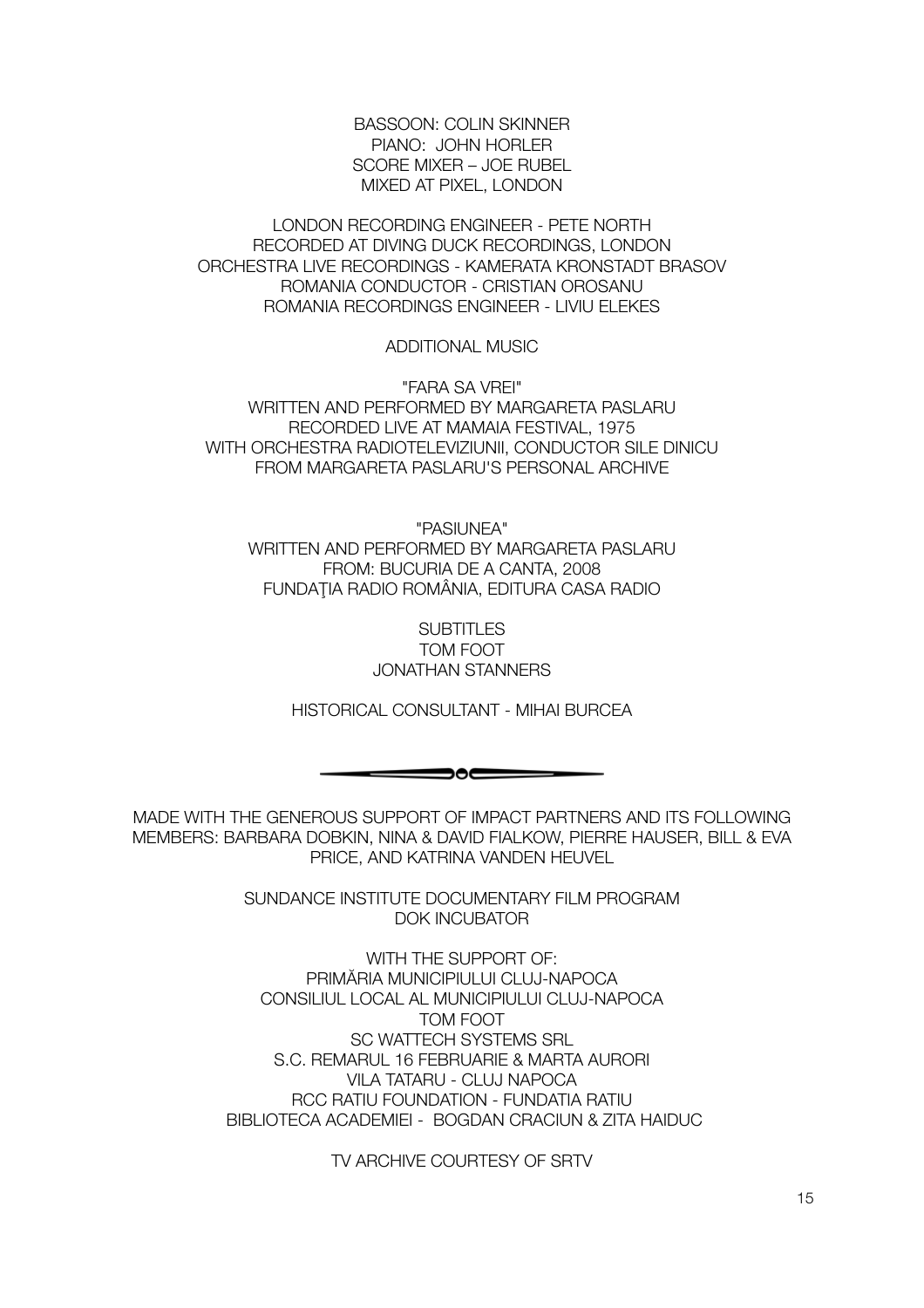BASSOON: COLIN SKINNER
PIANO: JOHN HORLER
SCORE MIXER – JOE RUBEL
MIXED AT PIXEL, LONDON

LONDON RECORDING ENGINEER - PETE NORTH
RECORDED AT DIVING DUCK RECORDINGS, LONDON
ORCHESTRA LIVE RECORDINGS - KAMERATA KRONSTADT BRASOV
ROMANIA CONDUCTOR - CRISTIAN OROSANU
ROMANIA RECORDINGS ENGINEER - LIVIU ELEKES

ADDITIONAL MUSIC

"FARA SA VREI"
WRITTEN AND PERFORMED BY MARGARETA PASLARU
RECORDED LIVE AT MAMAIA FESTIVAL, 1975
WITH ORCHESTRA RADIOTELEVIZIUNII, CONDUCTOR SILE DINICU
FROM MARGARETA PASLARU'S PERSONAL ARCHIVE

"PASIUNEA"
WRITTEN AND PERFORMED BY MARGARETA PASLARU
FROM: BUCURIA DE A CANTA, 2008
FUNDAŢIA RADIO ROMÂNIA, EDITURA CASA RADIO

SUBTITLES
TOM FOOT
JONATHAN STANNERS

HISTORICAL CONSULTANT - MIHAI BURCEA

---

MADE WITH THE GENEROUS SUPPORT OF IMPACT PARTNERS AND ITS FOLLOWING MEMBERS: BARBARA DOBKIN, NINA & DAVID FIALKOW, PIERRE HAUSER, BILL & EVA PRICE, AND KATRINA VANDEN HEUVEL

SUNDANCE INSTITUTE DOCUMENTARY FILM PROGRAM
DOK INCUBATOR

WITH THE SUPPORT OF:
PRIMĂRIA MUNICIPIULUI CLUJ-NAPOCA
CONSILIUL LOCAL AL MUNICIPIULUI CLUJ-NAPOCA
TOM FOOT
SC WATTECH SYSTEMS SRL
S.C. REMARUL 16 FEBRUARIE & MARTA AURORI
VILA TATARU - CLUJ NAPOCA
RCC RATIU FOUNDATION - FUNDATIA RATIU
BIBLIOTECA ACADEMIEI - BOGDAN CRACIUN & ZITA HAIDUC

TV ARCHIVE COURTESY OF SRTV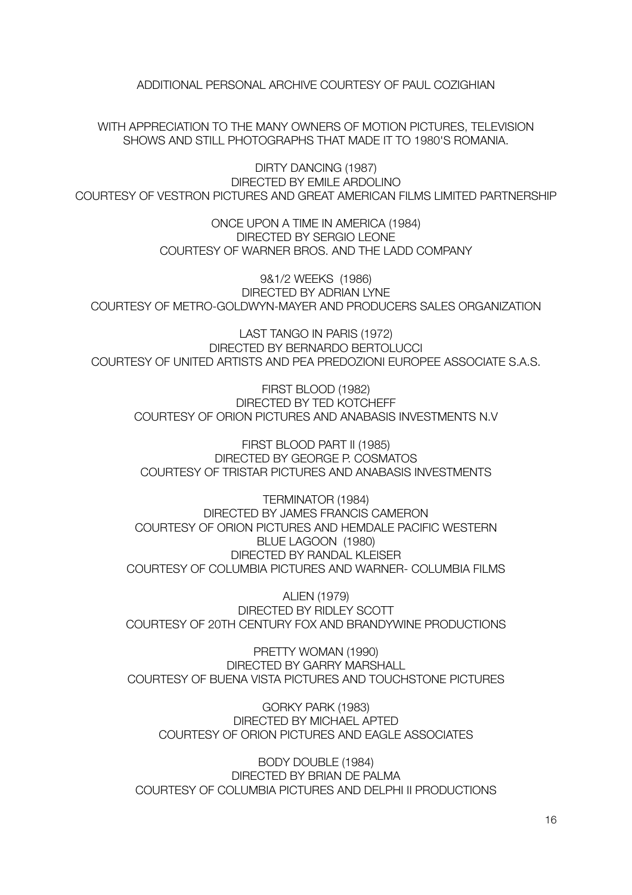ADDITIONAL PERSONAL ARCHIVE COURTESY OF PAUL COZIGHIAN

WITH APPRECIATION TO THE MANY OWNERS OF MOTION PICTURES, TELEVISION SHOWS AND STILL PHOTOGRAPHS THAT MADE IT TO 1980'S ROMANIA.

DIRTY DANCING (1987)
DIRECTED BY EMILE ARDOLINO
COURTESY OF VESTRON PICTURES AND GREAT AMERICAN FILMS LIMITED PARTNERSHIP

ONCE UPON A TIME IN AMERICA (1984)
DIRECTED BY SERGIO LEONE
COURTESY OF WARNER BROS. AND THE LADD COMPANY

9&1/2 WEEKS (1986)
DIRECTED BY ADRIAN LYNE
COURTESY OF METRO-GOLDWYN-MAYER AND PRODUCERS SALES ORGANIZATION

LAST TANGO IN PARIS (1972)
DIRECTED BY BERNARDO BERTOLUCCI
COURTESY OF UNITED ARTISTS AND PEA PREDOZIONI EUROPEE ASSOCIATE S.A.S.

FIRST BLOOD (1982)
DIRECTED BY TED KOTCHEFF
COURTESY OF ORION PICTURES AND ANABASIS INVESTMENTS N.V

FIRST BLOOD PART II (1985)
DIRECTED BY GEORGE P. COSMATOS
COURTESY OF TRISTAR PICTURES AND ANABASIS INVESTMENTS

TERMINATOR (1984)
DIRECTED BY JAMES FRANCIS CAMERON
COURTESY OF ORION PICTURES AND HEMDALE PACIFIC WESTERN
BLUE LAGOON (1980)
DIRECTED BY RANDAL KLEISER
COURTESY OF COLUMBIA PICTURES AND WARNER- COLUMBIA FILMS

ALIEN (1979)
DIRECTED BY RIDLEY SCOTT
COURTESY OF 20TH CENTURY FOX AND BRANDYWINE PRODUCTIONS

PRETTY WOMAN (1990)
DIRECTED BY GARRY MARSHALL
COURTESY OF BUENA VISTA PICTURES AND TOUCHSTONE PICTURES

GORKY PARK (1983)
DIRECTED BY MICHAEL APTED
COURTESY OF ORION PICTURES AND EAGLE ASSOCIATES

BODY DOUBLE (1984)
DIRECTED BY BRIAN DE PALMA
COURTESY OF COLUMBIA PICTURES AND DELPHI II PRODUCTIONS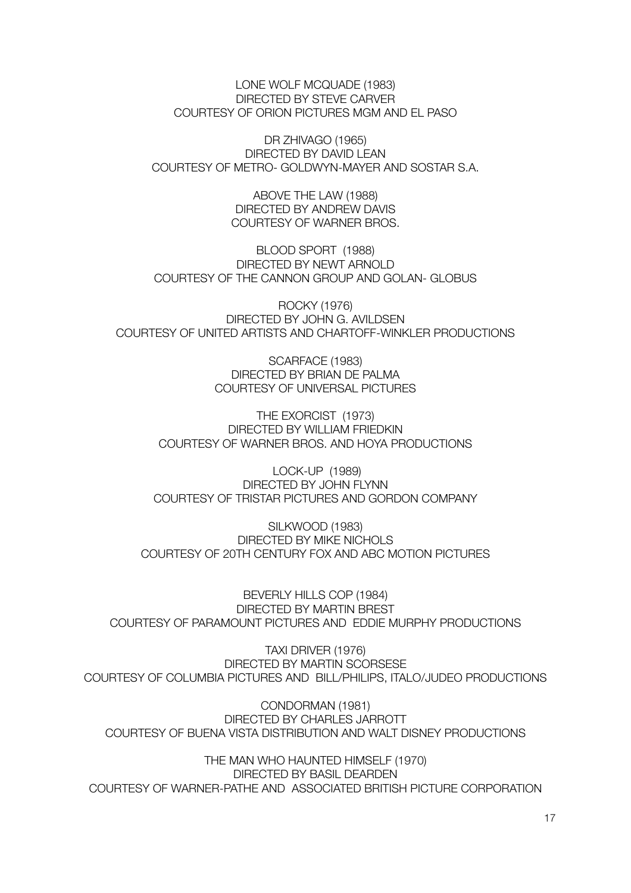LONE WOLF MCQUADE (1983)
DIRECTED BY STEVE CARVER
COURTESY OF ORION PICTURES MGM AND EL PASO

DR ZHIVAGO (1965)
DIRECTED BY DAVID LEAN
COURTESY OF METRO- GOLDWYN-MAYER AND SOSTAR S.A.

ABOVE THE LAW (1988)
DIRECTED BY ANDREW DAVIS
COURTESY OF WARNER BROS.

BLOOD SPORT (1988)
DIRECTED BY NEWT ARNOLD
COURTESY OF THE CANNON GROUP AND GOLAN- GLOBUS

ROCKY (1976)
DIRECTED BY JOHN G. AVILDSEN
COURTESY OF UNITED ARTISTS AND CHARTOFF-WINKLER PRODUCTIONS

SCARFACE (1983)
DIRECTED BY BRIAN DE PALMA
COURTESY OF UNIVERSAL PICTURES

THE EXORCIST (1973)
DIRECTED BY WILLIAM FRIEDKIN
COURTESY OF WARNER BROS. AND HOYA PRODUCTIONS

LOCK-UP (1989)
DIRECTED BY JOHN FLYNN
COURTESY OF TRISTAR PICTURES AND GORDON COMPANY

SILKWOOD (1983)
DIRECTED BY MIKE NICHOLS
COURTESY OF 20TH CENTURY FOX AND ABC MOTION PICTURES

BEVERLY HILLS COP (1984)
DIRECTED BY MARTIN BREST
COURTESY OF PARAMOUNT PICTURES AND EDDIE MURPHY PRODUCTIONS

TAXI DRIVER (1976)
DIRECTED BY MARTIN SCORSESE
COURTESY OF COLUMBIA PICTURES AND BILL/PHILIPS, ITALO/JUDEO PRODUCTIONS

CONDORMAN (1981)
DIRECTED BY CHARLES JARROTT
COURTESY OF BUENA VISTA DISTRIBUTION AND WALT DISNEY PRODUCTIONS

THE MAN WHO HAUNTED HIMSELF (1970)
DIRECTED BY BASIL DEARDEN
COURTESY OF WARNER-PATHE AND ASSOCIATED BRITISH PICTURE CORPORATION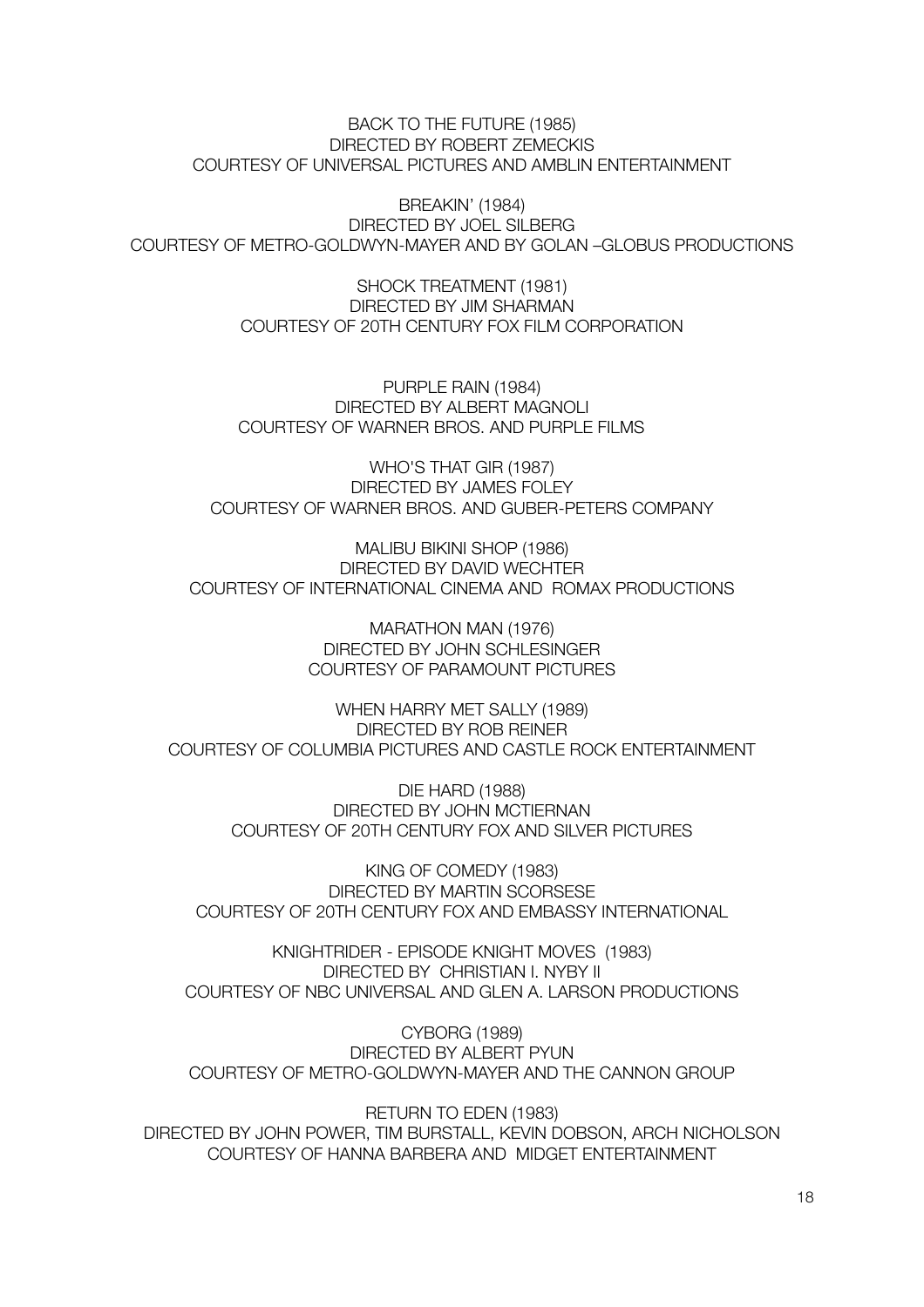BACK TO THE FUTURE (1985)
DIRECTED BY ROBERT ZEMECKIS
COURTESY OF UNIVERSAL PICTURES AND AMBLIN ENTERTAINMENT

BREAKIN' (1984)
DIRECTED BY JOEL SILBERG
COURTESY OF METRO-GOLDWYN-MAYER AND BY GOLAN –GLOBUS PRODUCTIONS

SHOCK TREATMENT (1981)
DIRECTED BY JIM SHARMAN
COURTESY OF 20TH CENTURY FOX FILM CORPORATION

PURPLE RAIN (1984)
DIRECTED BY ALBERT MAGNOLI
COURTESY OF WARNER BROS. AND PURPLE FILMS

WHO'S THAT GIR (1987)
DIRECTED BY JAMES FOLEY
COURTESY OF WARNER BROS. AND GUBER-PETERS COMPANY

MALIBU BIKINI SHOP (1986)
DIRECTED BY DAVID WECHTER
COURTESY OF INTERNATIONAL CINEMA AND ROMAX PRODUCTIONS

MARATHON MAN (1976)
DIRECTED BY JOHN SCHLESINGER
COURTESY OF PARAMOUNT PICTURES

WHEN HARRY MET SALLY (1989)
DIRECTED BY ROB REINER
COURTESY OF COLUMBIA PICTURES AND CASTLE ROCK ENTERTAINMENT

DIE HARD (1988)
DIRECTED BY JOHN MCTIERNAN
COURTESY OF 20TH CENTURY FOX AND SILVER PICTURES

KING OF COMEDY (1983)
DIRECTED BY MARTIN SCORSESE
COURTESY OF 20TH CENTURY FOX AND EMBASSY INTERNATIONAL

KNIGHTRIDER - EPISODE KNIGHT MOVES (1983)
DIRECTED BY CHRISTIAN I. NYBY II
COURTESY OF NBC UNIVERSAL AND GLEN A. LARSON PRODUCTIONS

CYBORG (1989)
DIRECTED BY ALBERT PYUN
COURTESY OF METRO-GOLDWYN-MAYER AND THE CANNON GROUP

RETURN TO EDEN (1983)
DIRECTED BY JOHN POWER, TIM BURSTALL, KEVIN DOBSON, ARCH NICHOLSON
COURTESY OF HANNA BARBERA AND MIDGET ENTERTAINMENT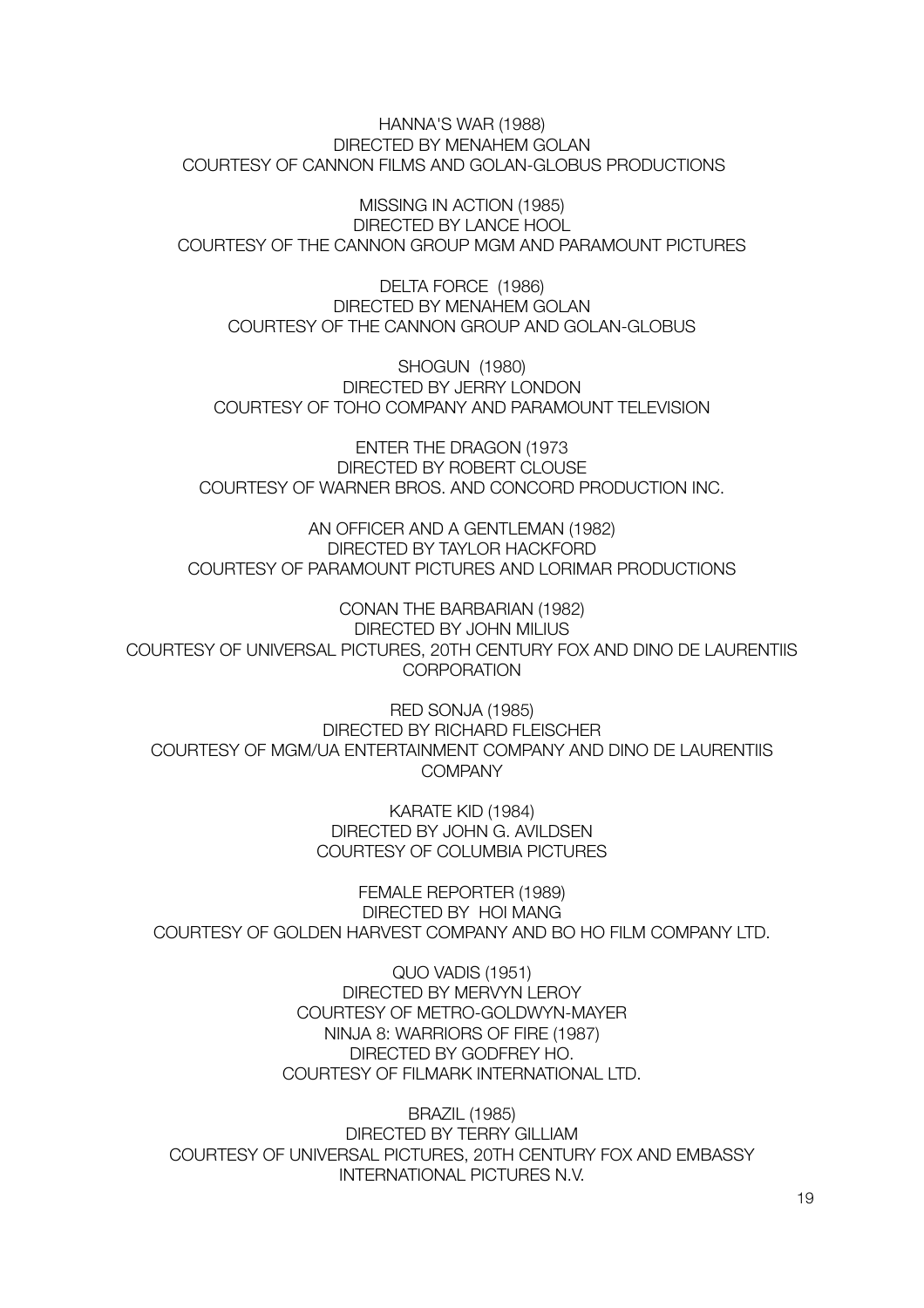HANNA'S WAR (1988)
DIRECTED BY MENAHEM GOLAN
COURTESY OF CANNON FILMS AND GOLAN-GLOBUS PRODUCTIONS

MISSING IN ACTION (1985)
DIRECTED BY LANCE HOOL
COURTESY OF THE CANNON GROUP MGM AND PARAMOUNT PICTURES

DELTA FORCE (1986)
DIRECTED BY MENAHEM GOLAN
COURTESY OF THE CANNON GROUP AND GOLAN-GLOBUS

SHOGUN (1980)
DIRECTED BY JERRY LONDON
COURTESY OF TOHO COMPANY AND PARAMOUNT TELEVISION

ENTER THE DRAGON (1973
DIRECTED BY ROBERT CLOUSE
COURTESY OF WARNER BROS. AND CONCORD PRODUCTION INC.

AN OFFICER AND A GENTLEMAN (1982)
DIRECTED BY TAYLOR HACKFORD
COURTESY OF PARAMOUNT PICTURES AND LORIMAR PRODUCTIONS

CONAN THE BARBARIAN (1982)
DIRECTED BY JOHN MILIUS
COURTESY OF UNIVERSAL PICTURES, 20TH CENTURY FOX AND DINO DE LAURENTIIS CORPORATION

RED SONJA (1985)
DIRECTED BY RICHARD FLEISCHER
COURTESY OF MGM/UA ENTERTAINMENT COMPANY AND DINO DE LAURENTIIS COMPANY

KARATE KID (1984)
DIRECTED BY JOHN G. AVILDSEN
COURTESY OF COLUMBIA PICTURES

FEMALE REPORTER (1989)
DIRECTED BY HOI MANG
COURTESY OF GOLDEN HARVEST COMPANY AND BO HO FILM COMPANY LTD.

QUO VADIS (1951)
DIRECTED BY MERVYN LEROY
COURTESY OF METRO-GOLDWYN-MAYER
NINJA 8: WARRIORS OF FIRE (1987)
DIRECTED BY GODFREY HO.
COURTESY OF FILMARK INTERNATIONAL LTD.

BRAZIL (1985)
DIRECTED BY TERRY GILLIAM
COURTESY OF UNIVERSAL PICTURES, 20TH CENTURY FOX AND EMBASSY INTERNATIONAL PICTURES N.V.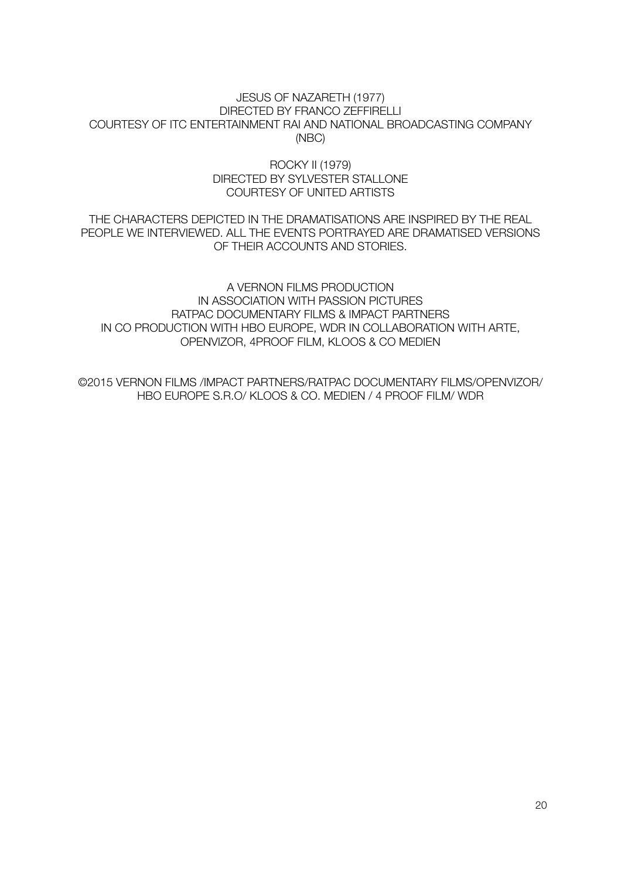JESUS OF NAZARETH (1977)
DIRECTED BY FRANCO ZEFFIRELLI
COURTESY OF ITC ENTERTAINMENT RAI AND NATIONAL BROADCASTING COMPANY (NBC)

ROCKY II (1979)
DIRECTED BY SYLVESTER STALLONE
COURTESY OF UNITED ARTISTS

THE CHARACTERS DEPICTED IN THE DRAMATISATIONS ARE INSPIRED BY THE REAL PEOPLE WE INTERVIEWED. ALL THE EVENTS PORTRAYED ARE DRAMATISED VERSIONS OF THEIR ACCOUNTS AND STORIES.

A VERNON FILMS PRODUCTION
IN ASSOCIATION WITH PASSION PICTURES
RATPAC DOCUMENTARY FILMS & IMPACT PARTNERS
IN CO PRODUCTION WITH HBO EUROPE, WDR IN COLLABORATION WITH ARTE, OPENVIZOR, 4PROOF FILM, KLOOS & CO MEDIEN

©2015 VERNON FILMS /IMPACT PARTNERS/RATPAC DOCUMENTARY FILMS/OPENVIZOR/ HBO EUROPE S.R.O/ KLOOS & CO. MEDIEN / 4 PROOF FILM/ WDR